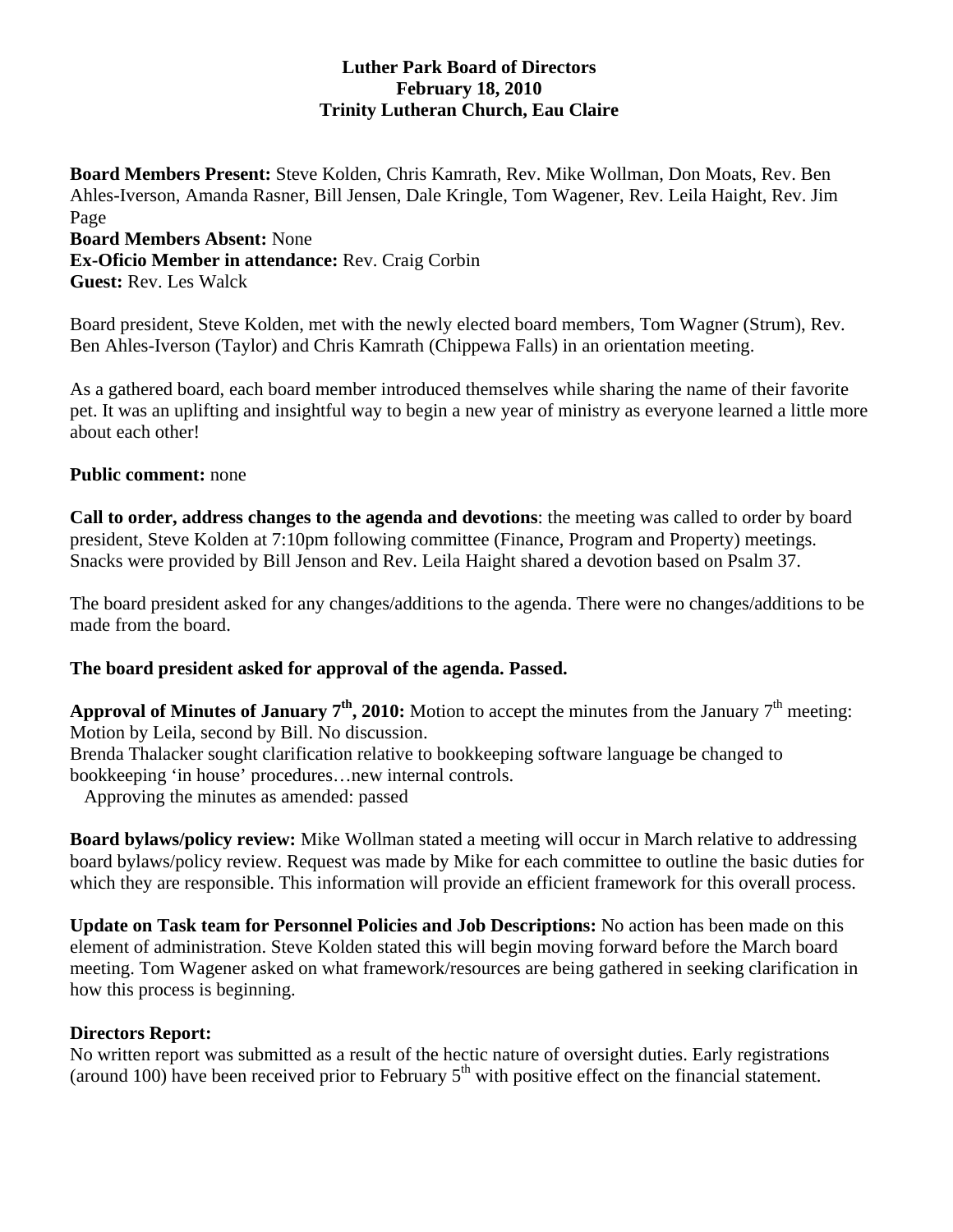**Luther Park Board of Directors**
**February 18, 2010**
**Trinity Lutheran Church, Eau Claire**

**Board Members Present:** Steve Kolden, Chris Kamrath, Rev. Mike Wollman, Don Moats, Rev. Ben Ahles-Iverson, Amanda Rasner, Bill Jensen, Dale Kringle, Tom Wagener, Rev. Leila Haight, Rev. Jim Page
**Board Members Absent:** None
**Ex-Oficio Member in attendance:** Rev. Craig Corbin
**Guest:** Rev. Les Walck

Board president, Steve Kolden, met with the newly elected board members, Tom Wagner (Strum), Rev. Ben Ahles-Iverson (Taylor) and Chris Kamrath (Chippewa Falls) in an orientation meeting.

As a gathered board, each board member introduced themselves while sharing the name of their favorite pet. It was an uplifting and insightful way to begin a new year of ministry as everyone learned a little more about each other!

**Public comment:** none

**Call to order, address changes to the agenda and devotions**: the meeting was called to order by board president, Steve Kolden at 7:10pm following committee (Finance, Program and Property) meetings. Snacks were provided by Bill Jenson and Rev. Leila Haight shared a devotion based on Psalm 37.

The board president asked for any changes/additions to the agenda. There were no changes/additions to be made from the board.

**The board president asked for approval of the agenda. Passed.**

**Approval of Minutes of January 7th, 2010:** Motion to accept the minutes from the January 7th meeting: Motion by Leila, second by Bill. No discussion.
Brenda Thalacker sought clarification relative to bookkeeping software language be changed to bookkeeping 'in house' procedures…new internal controls.
Approving the minutes as amended: passed

**Board bylaws/policy review:** Mike Wollman stated a meeting will occur in March relative to addressing board bylaws/policy review. Request was made by Mike for each committee to outline the basic duties for which they are responsible. This information will provide an efficient framework for this overall process.

**Update on Task team for Personnel Policies and Job Descriptions:** No action has been made on this element of administration. Steve Kolden stated this will begin moving forward before the March board meeting. Tom Wagener asked on what framework/resources are being gathered in seeking clarification in how this process is beginning.

**Directors Report:**
No written report was submitted as a result of the hectic nature of oversight duties. Early registrations (around 100) have been received prior to February 5th with positive effect on the financial statement.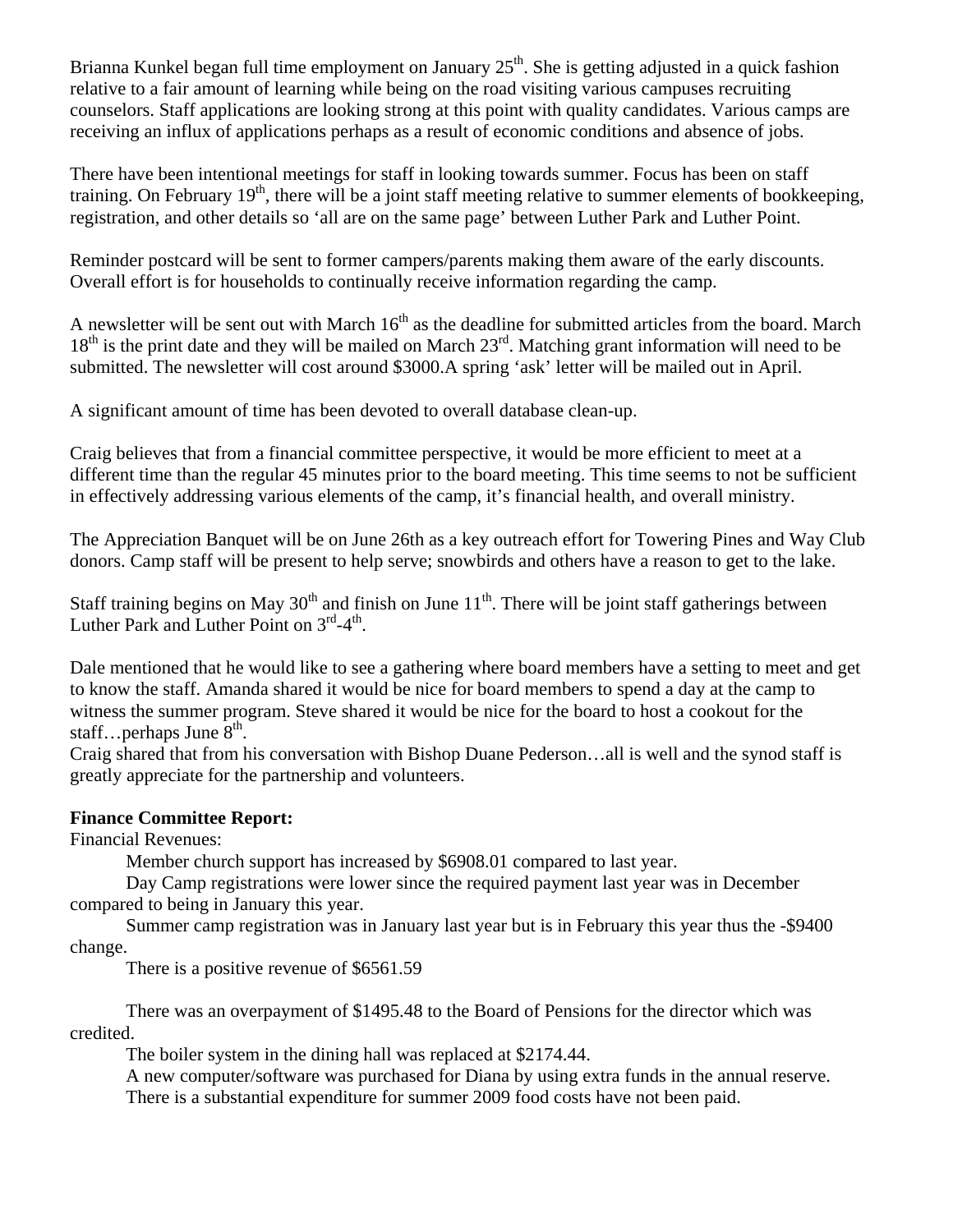Brianna Kunkel began full time employment on January 25th. She is getting adjusted in a quick fashion relative to a fair amount of learning while being on the road visiting various campuses recruiting counselors. Staff applications are looking strong at this point with quality candidates. Various camps are receiving an influx of applications perhaps as a result of economic conditions and absence of jobs.

There have been intentional meetings for staff in looking towards summer. Focus has been on staff training. On February 19th, there will be a joint staff meeting relative to summer elements of bookkeeping, registration, and other details so 'all are on the same page' between Luther Park and Luther Point.

Reminder postcard will be sent to former campers/parents making them aware of the early discounts. Overall effort is for households to continually receive information regarding the camp.

A newsletter will be sent out with March 16th as the deadline for submitted articles from the board. March 18th is the print date and they will be mailed on March 23rd. Matching grant information will need to be submitted. The newsletter will cost around $3000.A spring 'ask' letter will be mailed out in April.

A significant amount of time has been devoted to overall database clean-up.

Craig believes that from a financial committee perspective, it would be more efficient to meet at a different time than the regular 45 minutes prior to the board meeting. This time seems to not be sufficient in effectively addressing various elements of the camp, it's financial health, and overall ministry.

The Appreciation Banquet will be on June 26th as a key outreach effort for Towering Pines and Way Club donors. Camp staff will be present to help serve; snowbirds and others have a reason to get to the lake.

Staff training begins on May 30th and finish on June 11th. There will be joint staff gatherings between Luther Park and Luther Point on 3rd-4th.

Dale mentioned that he would like to see a gathering where board members have a setting to meet and get to know the staff. Amanda shared it would be nice for board members to spend a day at the camp to witness the summer program. Steve shared it would be nice for the board to host a cookout for the staff…perhaps June 8th.
Craig shared that from his conversation with Bishop Duane Pederson…all is well and the synod staff is greatly appreciate for the partnership and volunteers.

**Finance Committee Report:**
Financial Revenues:

Member church support has increased by $6908.01 compared to last year.

Day Camp registrations were lower since the required payment last year was in December compared to being in January this year.

Summer camp registration was in January last year but is in February this year thus the -$9400 change.

There is a positive revenue of $6561.59

There was an overpayment of $1495.48 to the Board of Pensions for the director which was credited.

The boiler system in the dining hall was replaced at $2174.44.

A new computer/software was purchased for Diana by using extra funds in the annual reserve.

There is a substantial expenditure for summer 2009 food costs have not been paid.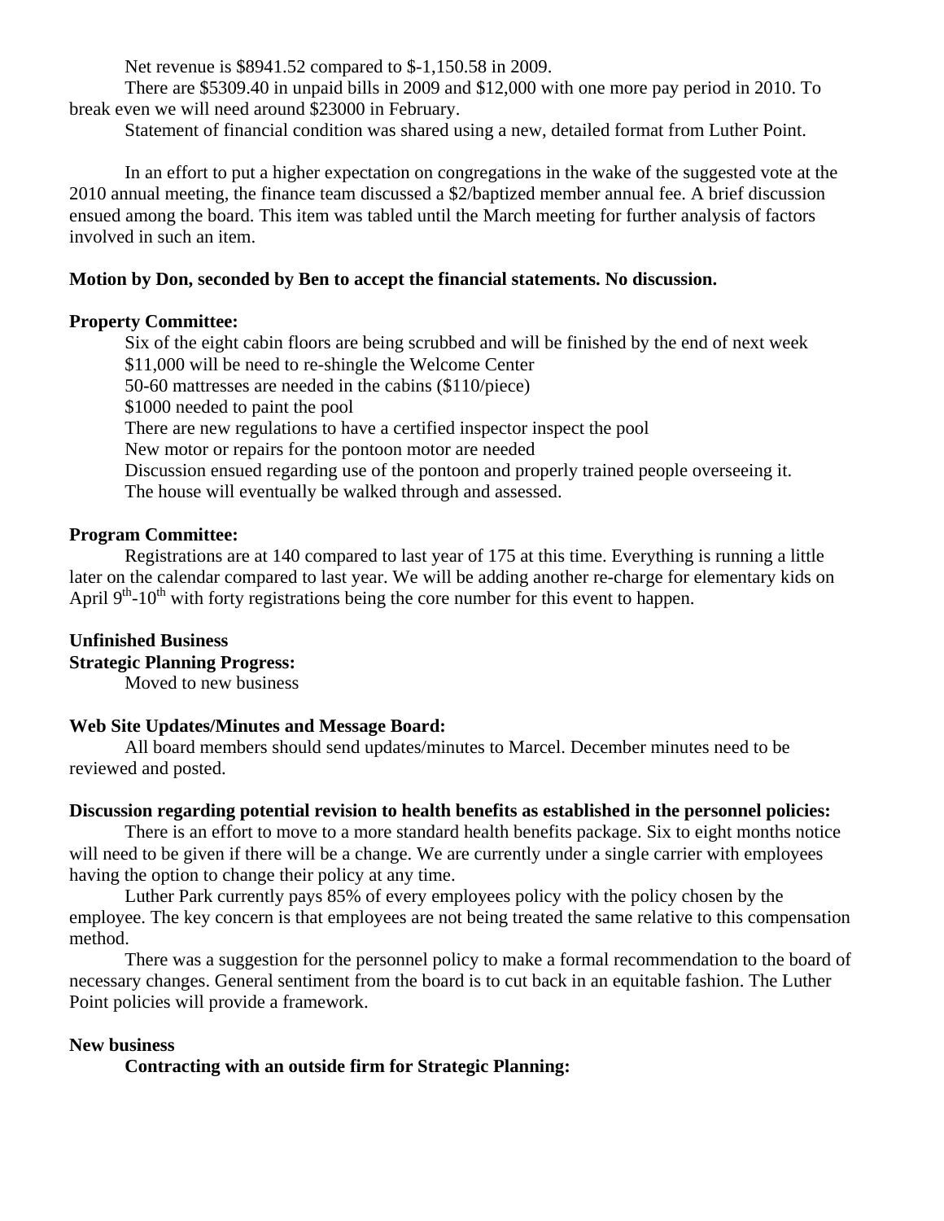Net revenue is $8941.52 compared to $-1,150.58 in 2009.

There are $5309.40 in unpaid bills in 2009 and $12,000 with one more pay period in 2010. To break even we will need around $23000 in February.

Statement of financial condition was shared using a new, detailed format from Luther Point.

In an effort to put a higher expectation on congregations in the wake of the suggested vote at the 2010 annual meeting, the finance team discussed a $2/baptized member annual fee. A brief discussion ensued among the board. This item was tabled until the March meeting for further analysis of factors involved in such an item.

**Motion by Don, seconded by Ben to accept the financial statements. No discussion.**

**Property Committee:**

Six of the eight cabin floors are being scrubbed and will be finished by the end of next week
$11,000 will be need to re-shingle the Welcome Center
50-60 mattresses are needed in the cabins ($110/piece)
$1000 needed to paint the pool
There are new regulations to have a certified inspector inspect the pool
New motor or repairs for the pontoon motor are needed
Discussion ensued regarding use of the pontoon and properly trained people overseeing it.
The house will eventually be walked through and assessed.

**Program Committee:**

Registrations are at 140 compared to last year of 175 at this time. Everything is running a little later on the calendar compared to last year. We will be adding another re-charge for elementary kids on April 9th-10th with forty registrations being the core number for this event to happen.

**Unfinished Business**

**Strategic Planning Progress:**

Moved to new business

**Web Site Updates/Minutes and Message Board:**

All board members should send updates/minutes to Marcel. December minutes need to be reviewed and posted.

**Discussion regarding potential revision to health benefits as established in the personnel policies:**

There is an effort to move to a more standard health benefits package. Six to eight months notice will need to be given if there will be a change. We are currently under a single carrier with employees having the option to change their policy at any time.

Luther Park currently pays 85% of every employees policy with the policy chosen by the employee. The key concern is that employees are not being treated the same relative to this compensation method.

There was a suggestion for the personnel policy to make a formal recommendation to the board of necessary changes. General sentiment from the board is to cut back in an equitable fashion. The Luther Point policies will provide a framework.

**New business**

**Contracting with an outside firm for Strategic Planning:**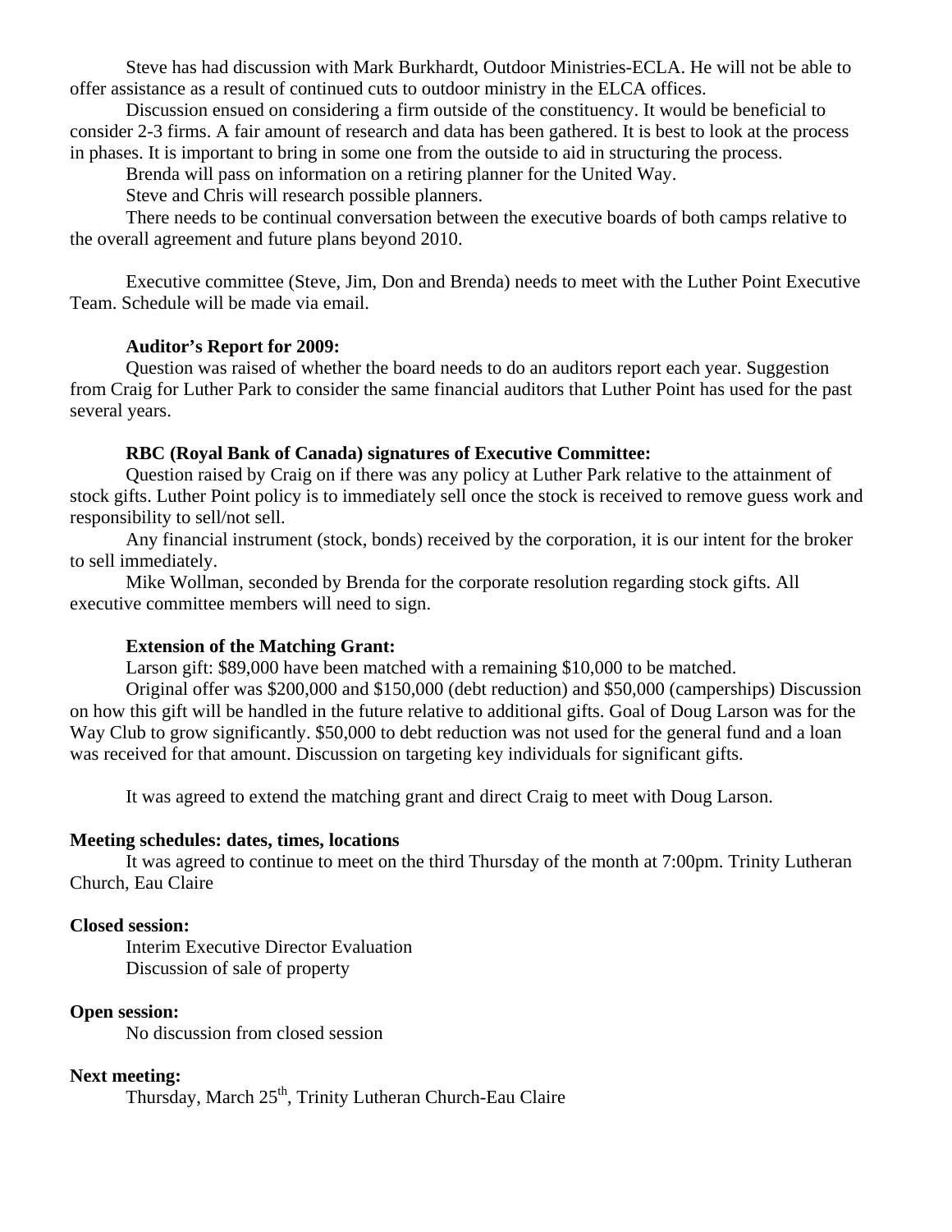Steve has had discussion with Mark Burkhardt, Outdoor Ministries-ECLA. He will not be able to offer assistance as a result of continued cuts to outdoor ministry in the ELCA offices.

Discussion ensued on considering a firm outside of the constituency. It would be beneficial to consider 2-3 firms. A fair amount of research and data has been gathered. It is best to look at the process in phases. It is important to bring in some one from the outside to aid in structuring the process.

Brenda will pass on information on a retiring planner for the United Way.

Steve and Chris will research possible planners.

There needs to be continual conversation between the executive boards of both camps relative to the overall agreement and future plans beyond 2010.

Executive committee (Steve, Jim, Don and Brenda) needs to meet with the Luther Point Executive Team. Schedule will be made via email.

**Auditor's Report for 2009:**

Question was raised of whether the board needs to do an auditors report each year. Suggestion from Craig for Luther Park to consider the same financial auditors that Luther Point has used for the past several years.

**RBC (Royal Bank of Canada) signatures of Executive Committee:**

Question raised by Craig on if there was any policy at Luther Park relative to the attainment of stock gifts. Luther Point policy is to immediately sell once the stock is received to remove guess work and responsibility to sell/not sell.

Any financial instrument (stock, bonds) received by the corporation, it is our intent for the broker to sell immediately.

Mike Wollman, seconded by Brenda for the corporate resolution regarding stock gifts. All executive committee members will need to sign.

**Extension of the Matching Grant:**

Larson gift: \$89,000 have been matched with a remaining \$10,000 to be matched.

Original offer was \$200,000 and \$150,000 (debt reduction) and \$50,000 (camperships) Discussion on how this gift will be handled in the future relative to additional gifts. Goal of Doug Larson was for the Way Club to grow significantly. \$50,000 to debt reduction was not used for the general fund and a loan was received for that amount. Discussion on targeting key individuals for significant gifts.

It was agreed to extend the matching grant and direct Craig to meet with Doug Larson.

**Meeting schedules: dates, times, locations**

It was agreed to continue to meet on the third Thursday of the month at 7:00pm. Trinity Lutheran Church, Eau Claire

**Closed session:**

Interim Executive Director Evaluation
Discussion of sale of property

**Open session:**

No discussion from closed session

**Next meeting:**

Thursday, March 25th, Trinity Lutheran Church-Eau Claire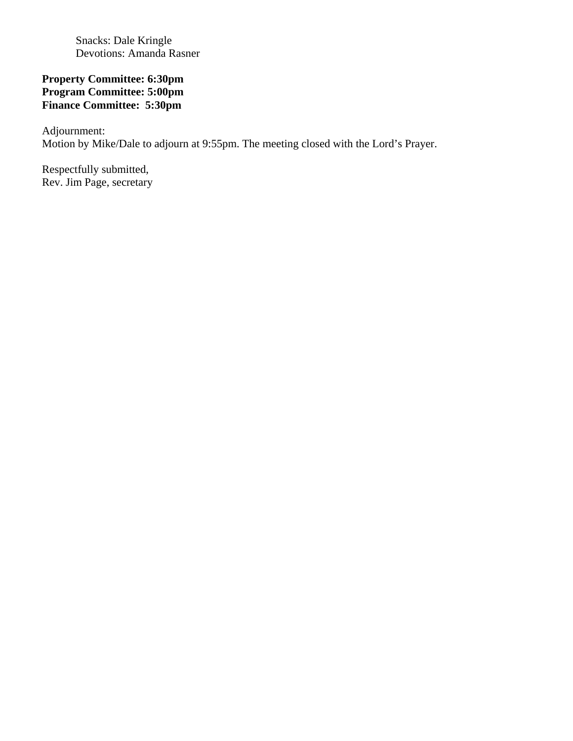Snacks: Dale Kringle
Devotions: Amanda Rasner

**Property Committee: 6:30pm**
**Program Committee: 5:00pm**
**Finance Committee: 5:30pm**

Adjournment:
Motion by Mike/Dale to adjourn at 9:55pm. The meeting closed with the Lord's Prayer.

Respectfully submitted,
Rev. Jim Page, secretary